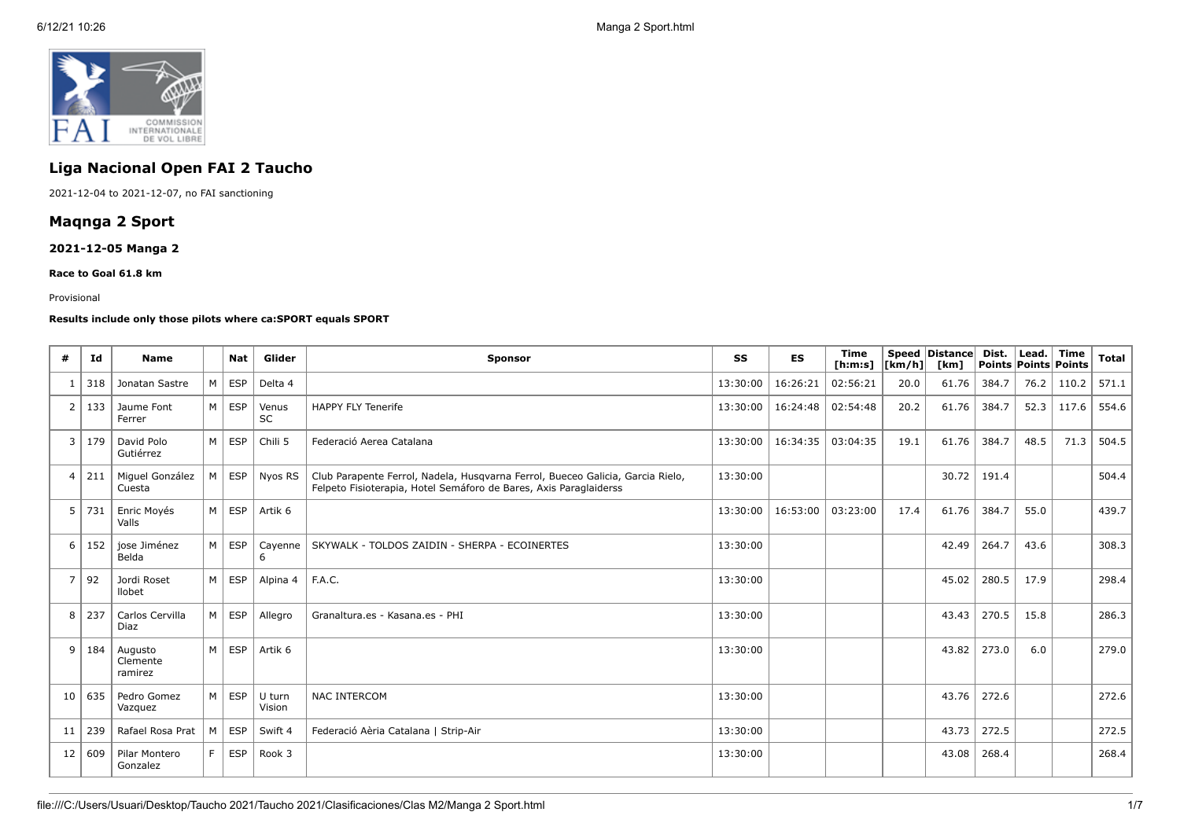# Liga Nacional Open FAI 2 Taucho

2021-12-04 to 2021-12-07, no FAI sanctioning

# Maqnga 2 Sport

### 2021-12-05 Manga 2

#### Race to Goal 61.8 km

Provisional

**Results include only those pilots where ca:SPORT equals SPORT**

| # | Id | Name | | Nat | Glider | Sponsor | SS | ES | Time [h:m:s] | Speed [km/h] | Distance [km] | Dist. Points | Lead. Points | Time Points | Total |
|---|---|---|---|---|---|---|---|---|---|---|---|---|---|---|---|
| 1 | 318 | Jonatan Sastre | M | ESP | Delta 4 | | 13:30:00 | 16:26:21 | 02:56:21 | 20.0 | 61.76 | 384.7 | 76.2 | 110.2 | 571.1 |
| 2 | 133 | Jaume Font Ferrer | M | ESP | Venus SC | HAPPY FLY Tenerife | 13:30:00 | 16:24:48 | 02:54:48 | 20.2 | 61.76 | 384.7 | 52.3 | 117.6 | 554.6 |
| 3 | 179 | David Polo Gutiérrez | M | ESP | Chili 5 | Federació Aerea Catalana | 13:30:00 | 16:34:35 | 03:04:35 | 19.1 | 61.76 | 384.7 | 48.5 | 71.3 | 504.5 |
| 4 | 211 | Miguel González Cuesta | M | ESP | Nyos RS | Club Parapente Ferrol, Nadela, Husqvarna Ferrol, Bueceo Galicia, Garcia Rielo, Felpeto Fisioterapia, Hotel Semáforo de Bares, Axis Paraglaiderss | 13:30:00 | | | | 30.72 | 191.4 | | | 504.4 |
| 5 | 731 | Enric Moyés Valls | M | ESP | Artik 6 | | 13:30:00 | 16:53:00 | 03:23:00 | 17.4 | 61.76 | 384.7 | 55.0 | | 439.7 |
| 6 | 152 | jose Jiménez Belda | M | ESP | Cayenne 6 | SKYWALK - TOLDOS ZAIDIN - SHERPA - ECOINERTES | 13:30:00 | | | | 42.49 | 264.7 | 43.6 | | 308.3 |
| 7 | 92 | Jordi Roset llobet | M | ESP | Alpina 4 | F.A.C. | 13:30:00 | | | | 45.02 | 280.5 | 17.9 | | 298.4 |
| 8 | 237 | Carlos Cervilla Diaz | M | ESP | Allegro | Granaltura.es - Kasana.es - PHI | 13:30:00 | | | | 43.43 | 270.5 | 15.8 | | 286.3 |
| 9 | 184 | Augusto Clemente ramirez | M | ESP | Artik 6 | | 13:30:00 | | | | 43.82 | 273.0 | 6.0 | | 279.0 |
| 10 | 635 | Pedro Gomez Vazquez | M | ESP | U turn Vision | NAC INTERCOM | 13:30:00 | | | | 43.76 | 272.6 | | | 272.6 |
| 11 | 239 | Rafael Rosa Prat | M | ESP | Swift 4 | Federació Aèria Catalana \| Strip-Air | 13:30:00 | | | | 43.73 | 272.5 | | | 272.5 |
| 12 | 609 | Pilar Montero Gonzalez | F | ESP | Rook 3 | | 13:30:00 | | | | 43.08 | 268.4 | | | 268.4 |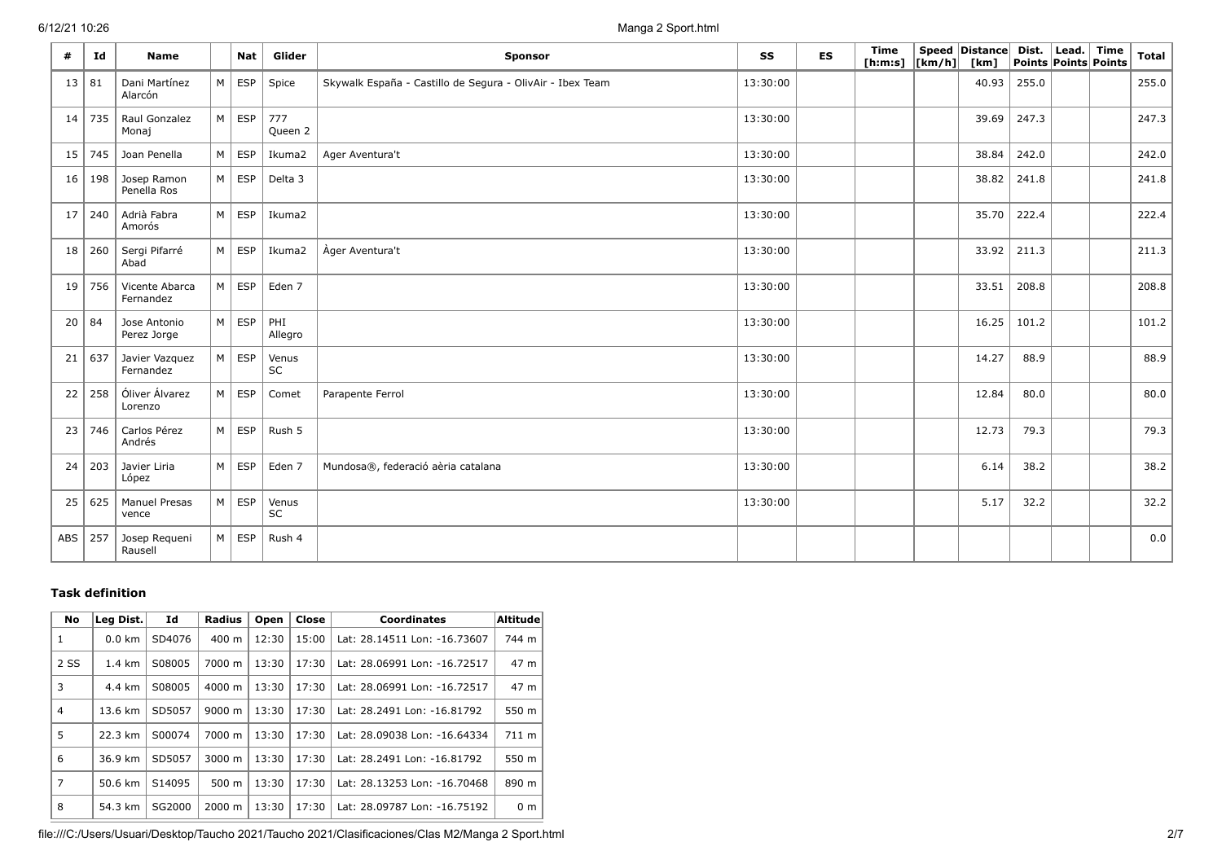| # | Id | Name | | Nat | Glider | Sponsor | SS | ES | Time [h:m:s] | Speed [km/h] | Distance [km] | Dist. Points | Lead. Points | Time Points | Total |
|---|---|---|---|---|---|---|---|---|---|---|---|---|---|---|---|
| 13 | 81 | Dani Martínez Alarcón | M | ESP | Spice | Skywalk España - Castillo de Segura - OlivAir - Ibex Team | 13:30:00 | | | | 40.93 | 255.0 | | | 255.0 |
| 14 | 735 | Raul Gonzalez Monaj | M | ESP | 777 Queen 2 | | 13:30:00 | | | | 39.69 | 247.3 | | | 247.3 |
| 15 | 745 | Joan Penella | M | ESP | Ikuma2 | Ager Aventura't | 13:30:00 | | | | 38.84 | 242.0 | | | 242.0 |
| 16 | 198 | Josep Ramon Penella Ros | M | ESP | Delta 3 | | 13:30:00 | | | | 38.82 | 241.8 | | | 241.8 |
| 17 | 240 | Adrià Fabra Amorós | M | ESP | Ikuma2 | | 13:30:00 | | | | 35.70 | 222.4 | | | 222.4 |
| 18 | 260 | Sergi Pifarré Abad | M | ESP | Ikuma2 | Àger Aventura't | 13:30:00 | | | | 33.92 | 211.3 | | | 211.3 |
| 19 | 756 | Vicente Abarca Fernandez | M | ESP | Eden 7 | | 13:30:00 | | | | 33.51 | 208.8 | | | 208.8 |
| 20 | 84 | Jose Antonio Perez Jorge | M | ESP | PHI Allegro | | 13:30:00 | | | | 16.25 | 101.2 | | | 101.2 |
| 21 | 637 | Javier Vazquez Fernandez | M | ESP | Venus SC | | 13:30:00 | | | | 14.27 | 88.9 | | | 88.9 |
| 22 | 258 | Óliver Álvarez Lorenzo | M | ESP | Comet | Parapente Ferrol | 13:30:00 | | | | 12.84 | 80.0 | | | 80.0 |
| 23 | 746 | Carlos Pérez Andrés | M | ESP | Rush 5 | | 13:30:00 | | | | 12.73 | 79.3 | | | 79.3 |
| 24 | 203 | Javier Liria López | M | ESP | Eden 7 | Mundosa®, federació aèria catalana | 13:30:00 | | | | 6.14 | 38.2 | | | 38.2 |
| 25 | 625 | Manuel Presas vence | M | ESP | Venus SC | | 13:30:00 | | | | 5.17 | 32.2 | | | 32.2 |
| ABS | 257 | Josep Requeni Rausell | M | ESP | Rush 4 | | | | | | | | | | 0.0 |

### Task definition

| No | Leg Dist. | Id | Radius | Open | Close | Coordinates | Altitude |
|---|---|---|---|---|---|---|---|
| 1 | 0.0 km | SD4076 | 400 m | 12:30 | 15:00 | Lat: 28.14511 Lon: -16.73607 | 744 m |
| 2 SS | 1.4 km | S08005 | 7000 m | 13:30 | 17:30 | Lat: 28.06991 Lon: -16.72517 | 47 m |
| 3 | 4.4 km | S08005 | 4000 m | 13:30 | 17:30 | Lat: 28.06991 Lon: -16.72517 | 47 m |
| 4 | 13.6 km | SD5057 | 9000 m | 13:30 | 17:30 | Lat: 28.2491 Lon: -16.81792 | 550 m |
| 5 | 22.3 km | S00074 | 7000 m | 13:30 | 17:30 | Lat: 28.09038 Lon: -16.64334 | 711 m |
| 6 | 36.9 km | SD5057 | 3000 m | 13:30 | 17:30 | Lat: 28.2491 Lon: -16.81792 | 550 m |
| 7 | 50.6 km | S14095 | 500 m | 13:30 | 17:30 | Lat: 28.13253 Lon: -16.70468 | 890 m |
| 8 | 54.3 km | SG2000 | 2000 m | 13:30 | 17:30 | Lat: 28.09787 Lon: -16.75192 | 0 m |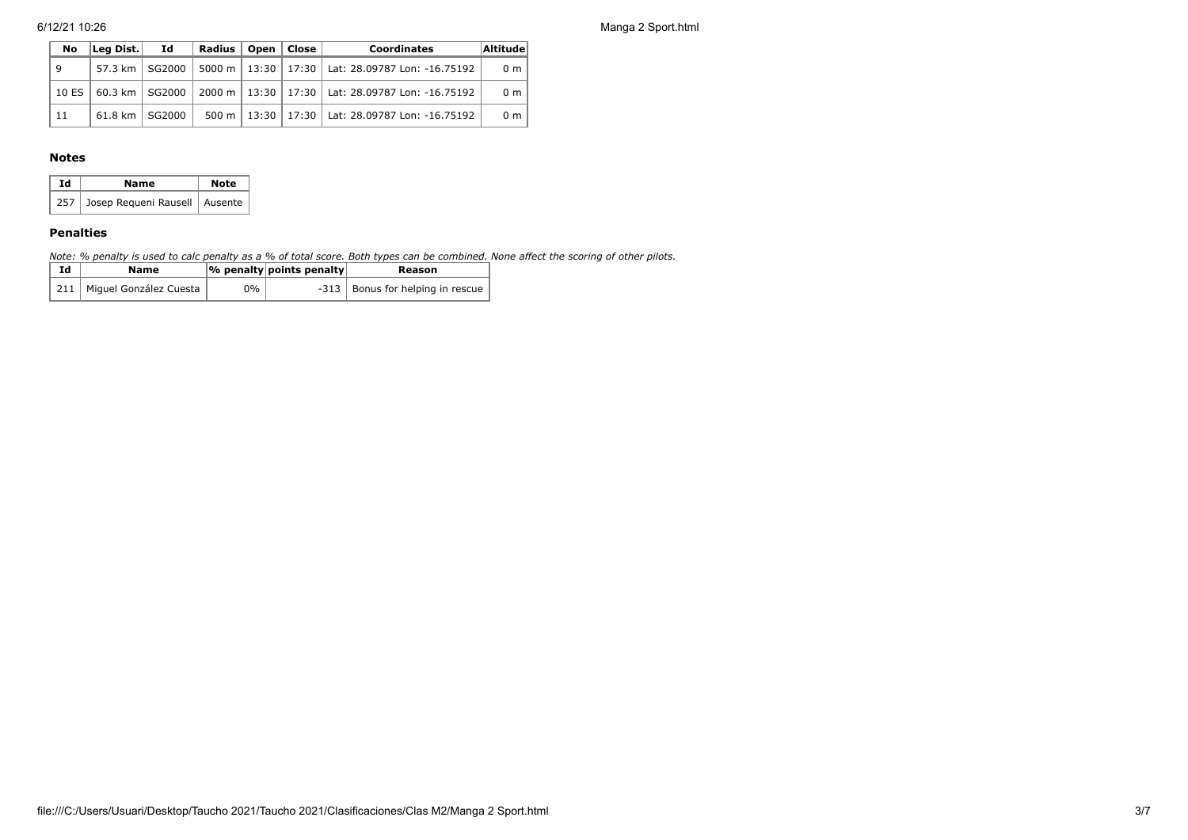| No | Leg Dist. | Id | Radius | Open | Close | Coordinates | Altitude |
|---|---|---|---|---|---|---|---|
| 9 | 57.3 km | SG2000 | 5000 m | 13:30 | 17:30 | Lat: 28.09787 Lon: -16.75192 | 0 m |
| 10 ES | 60.3 km | SG2000 | 2000 m | 13:30 | 17:30 | Lat: 28.09787 Lon: -16.75192 | 0 m |
| 11 | 61.8 km | SG2000 | 500 m | 13:30 | 17:30 | Lat: 28.09787 Lon: -16.75192 | 0 m |

### Notes

| Id | Name | Note |
|---|---|---|
| 257 | Josep Requeni Rausell | Ausente |

### Penalties

*Note: % penalty is used to calc penalty as a % of total score. Both types can be combined. None affect the scoring of other pilots.*

| Id | Name | % penalty | points penalty | Reason |
|---|---|---|---|---|
| 211 | Miguel González Cuesta | 0% | -313 | Bonus for helping in rescue |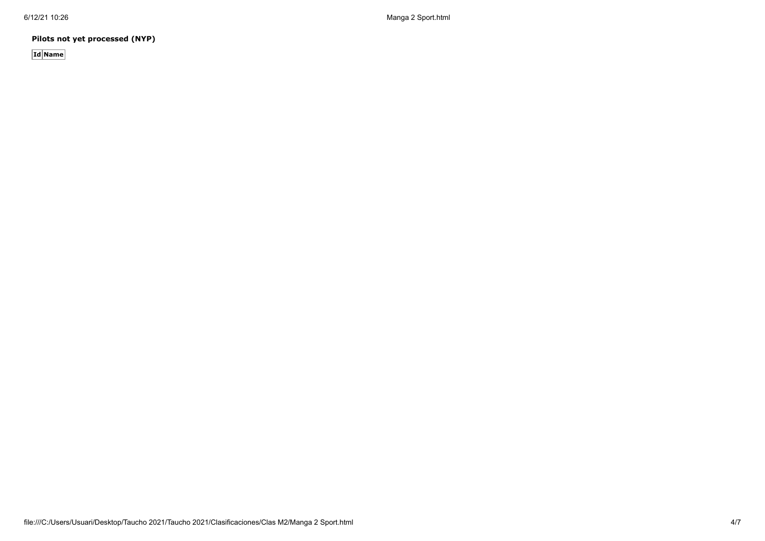**Pilots not yet processed (NYP)**

| Id | Name |
| --- | --- |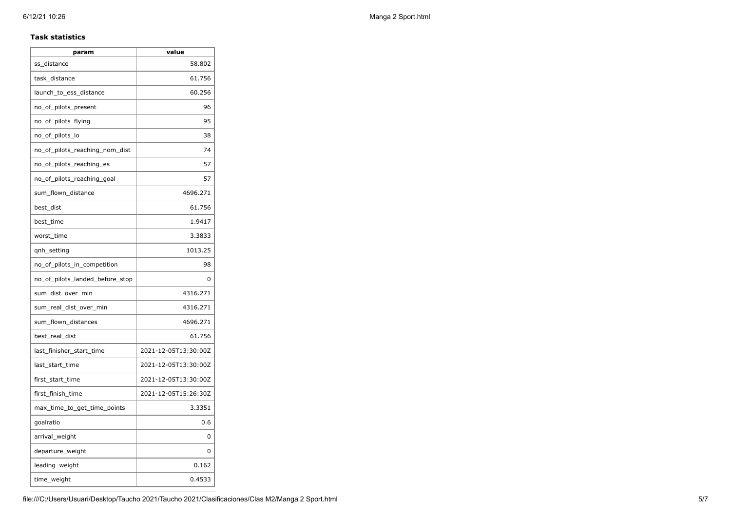**Task statistics**

| param | value |
| --- | --- |
| ss_distance | 58.802 |
| task_distance | 61.756 |
| launch_to_ess_distance | 60.256 |
| no_of_pilots_present | 96 |
| no_of_pilots_flying | 95 |
| no_of_pilots_lo | 38 |
| no_of_pilots_reaching_nom_dist | 74 |
| no_of_pilots_reaching_es | 57 |
| no_of_pilots_reaching_goal | 57 |
| sum_flown_distance | 4696.271 |
| best_dist | 61.756 |
| best_time | 1.9417 |
| worst_time | 3.3833 |
| qnh_setting | 1013.25 |
| no_of_pilots_in_competition | 98 |
| no_of_pilots_landed_before_stop | 0 |
| sum_dist_over_min | 4316.271 |
| sum_real_dist_over_min | 4316.271 |
| sum_flown_distances | 4696.271 |
| best_real_dist | 61.756 |
| last_finisher_start_time | 2021-12-05T13:30:00Z |
| last_start_time | 2021-12-05T13:30:00Z |
| first_start_time | 2021-12-05T13:30:00Z |
| first_finish_time | 2021-12-05T15:26:30Z |
| max_time_to_get_time_points | 3.3351 |
| goalratio | 0.6 |
| arrival_weight | 0 |
| departure_weight | 0 |
| leading_weight | 0.162 |
| time_weight | 0.4533 |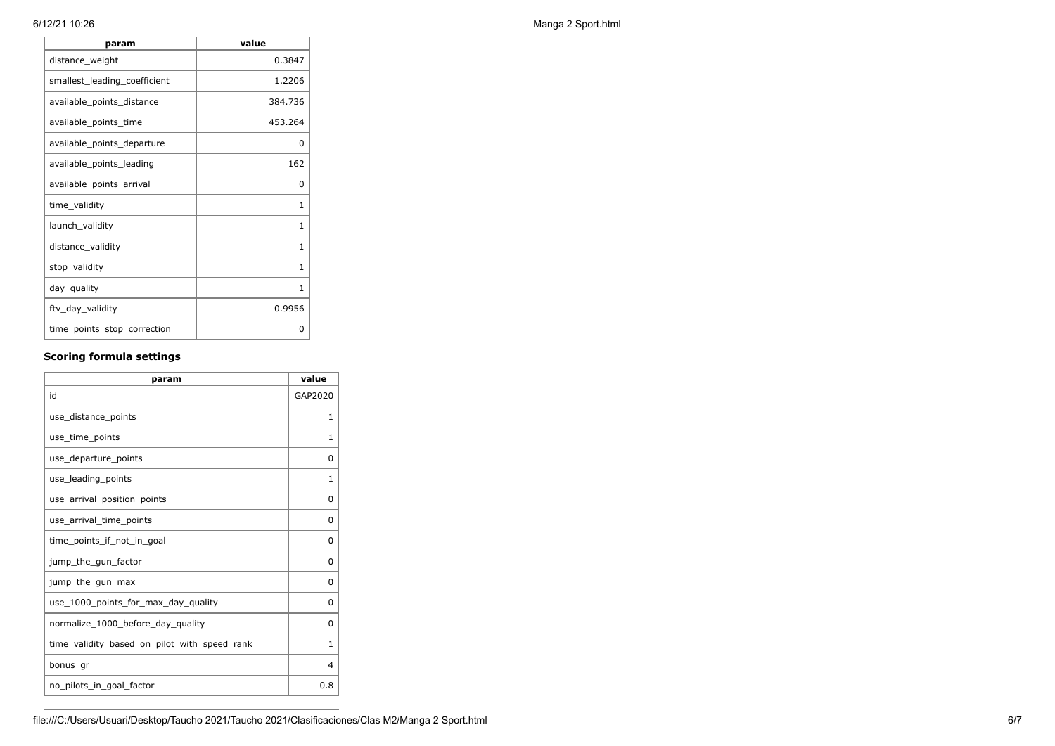| param | value |
| --- | --- |
| distance_weight | 0.3847 |
| smallest_leading_coefficient | 1.2206 |
| available_points_distance | 384.736 |
| available_points_time | 453.264 |
| available_points_departure | 0 |
| available_points_leading | 162 |
| available_points_arrival | 0 |
| time_validity | 1 |
| launch_validity | 1 |
| distance_validity | 1 |
| stop_validity | 1 |
| day_quality | 1 |
| ftv_day_validity | 0.9956 |
| time_points_stop_correction | 0 |

### Scoring formula settings

| param | value |
| --- | --- |
| id | GAP2020 |
| use_distance_points | 1 |
| use_time_points | 1 |
| use_departure_points | 0 |
| use_leading_points | 1 |
| use_arrival_position_points | 0 |
| use_arrival_time_points | 0 |
| time_points_if_not_in_goal | 0 |
| jump_the_gun_factor | 0 |
| jump_the_gun_max | 0 |
| use_1000_points_for_max_day_quality | 0 |
| normalize_1000_before_day_quality | 0 |
| time_validity_based_on_pilot_with_speed_rank | 1 |
| bonus_gr | 4 |
| no_pilots_in_goal_factor | 0.8 |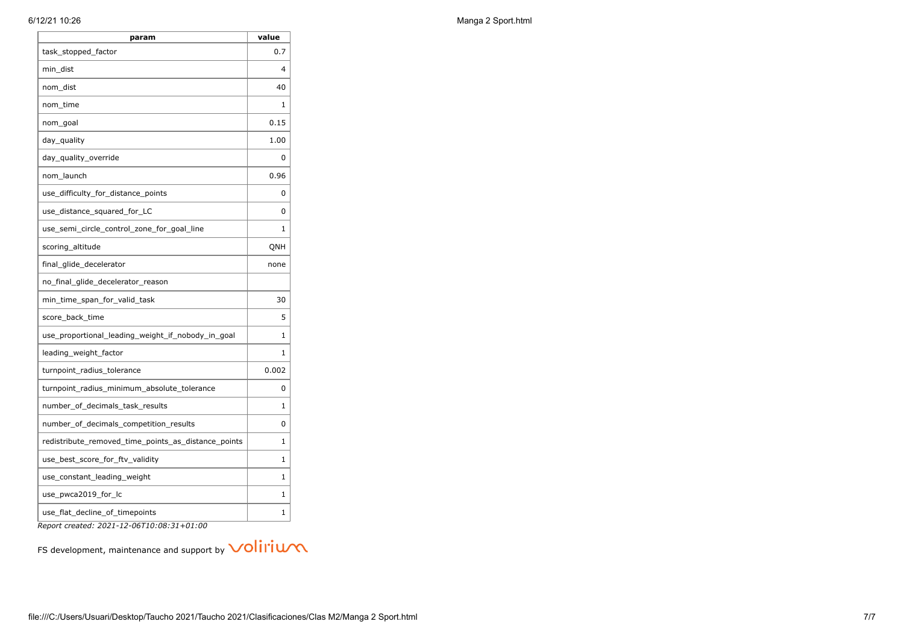| param | value |
|---|---|
| task_stopped_factor | 0.7 |
| min_dist | 4 |
| nom_dist | 40 |
| nom_time | 1 |
| nom_goal | 0.15 |
| day_quality | 1.00 |
| day_quality_override | 0 |
| nom_launch | 0.96 |
| use_difficulty_for_distance_points | 0 |
| use_distance_squared_for_LC | 0 |
| use_semi_circle_control_zone_for_goal_line | 1 |
| scoring_altitude | QNH |
| final_glide_decelerator | none |
| no_final_glide_decelerator_reason | |
| min_time_span_for_valid_task | 30 |
| score_back_time | 5 |
| use_proportional_leading_weight_if_nobody_in_goal | 1 |
| leading_weight_factor | 1 |
| turnpoint_radius_tolerance | 0.002 |
| turnpoint_radius_minimum_absolute_tolerance | 0 |
| number_of_decimals_task_results | 1 |
| number_of_decimals_competition_results | 0 |
| redistribute_removed_time_points_as_distance_points | 1 |
| use_best_score_for_ftv_validity | 1 |
| use_constant_leading_weight | 1 |
| use_pwca2019_for_lc | 1 |
| use_flat_decline_of_timepoints | 1 |

*Report created: 2021-12-06T10:08:31+01:00*

FS development, maintenance and support by volirium